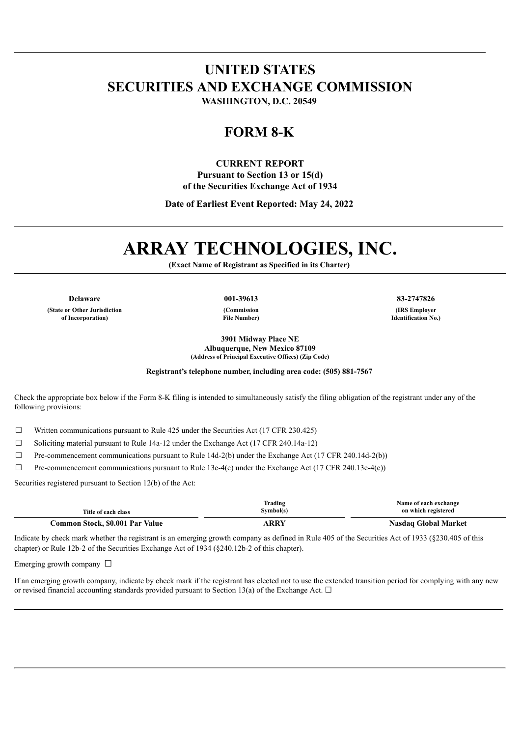# UNITED STATES
# SECURITIES AND EXCHANGE COMMISSION

**WASHINGTON, D.C. 20549**

## FORM 8-K

**CURRENT REPORT**
**Pursuant to Section 13 or 15(d)**
**of the Securities Exchange Act of 1934**

**Date of Earliest Event Reported: May 24, 2022**

# ARRAY TECHNOLOGIES, INC.

**(Exact Name of Registrant as Specified in its Charter)**

| Delaware | 001-39613 | 83-2747826 |
|---|---|---|
| (State or Other Jurisdiction of Incorporation) | (Commission File Number) | (IRS Employer Identification No.) |

**3901 Midway Place NE**
**Albuquerque, New Mexico 87109**
**(Address of Principal Executive Offices) (Zip Code)**

**Registrant's telephone number, including area code: (505) 881-7567**

Check the appropriate box below if the Form 8-K filing is intended to simultaneously satisfy the filing obligation of the registrant under any of the following provisions:

☐ Written communications pursuant to Rule 425 under the Securities Act (17 CFR 230.425)

☐ Soliciting material pursuant to Rule 14a-12 under the Exchange Act (17 CFR 240.14a-12)

☐ Pre-commencement communications pursuant to Rule 14d-2(b) under the Exchange Act (17 CFR 240.14d-2(b))

☐ Pre-commencement communications pursuant to Rule 13e-4(c) under the Exchange Act (17 CFR 240.13e-4(c))

Securities registered pursuant to Section 12(b) of the Act:

| Title of each class | Trading Symbol(s) | Name of each exchange on which registered |
|---|---|---|
| **Common Stock, $0.001 Par Value** | **ARRY** | **Nasdaq Global Market** |

Indicate by check mark whether the registrant is an emerging growth company as defined in Rule 405 of the Securities Act of 1933 (§230.405 of this chapter) or Rule 12b-2 of the Securities Exchange Act of 1934 (§240.12b-2 of this chapter).

Emerging growth company ☐

If an emerging growth company, indicate by check mark if the registrant has elected not to use the extended transition period for complying with any new or revised financial accounting standards provided pursuant to Section 13(a) of the Exchange Act. ☐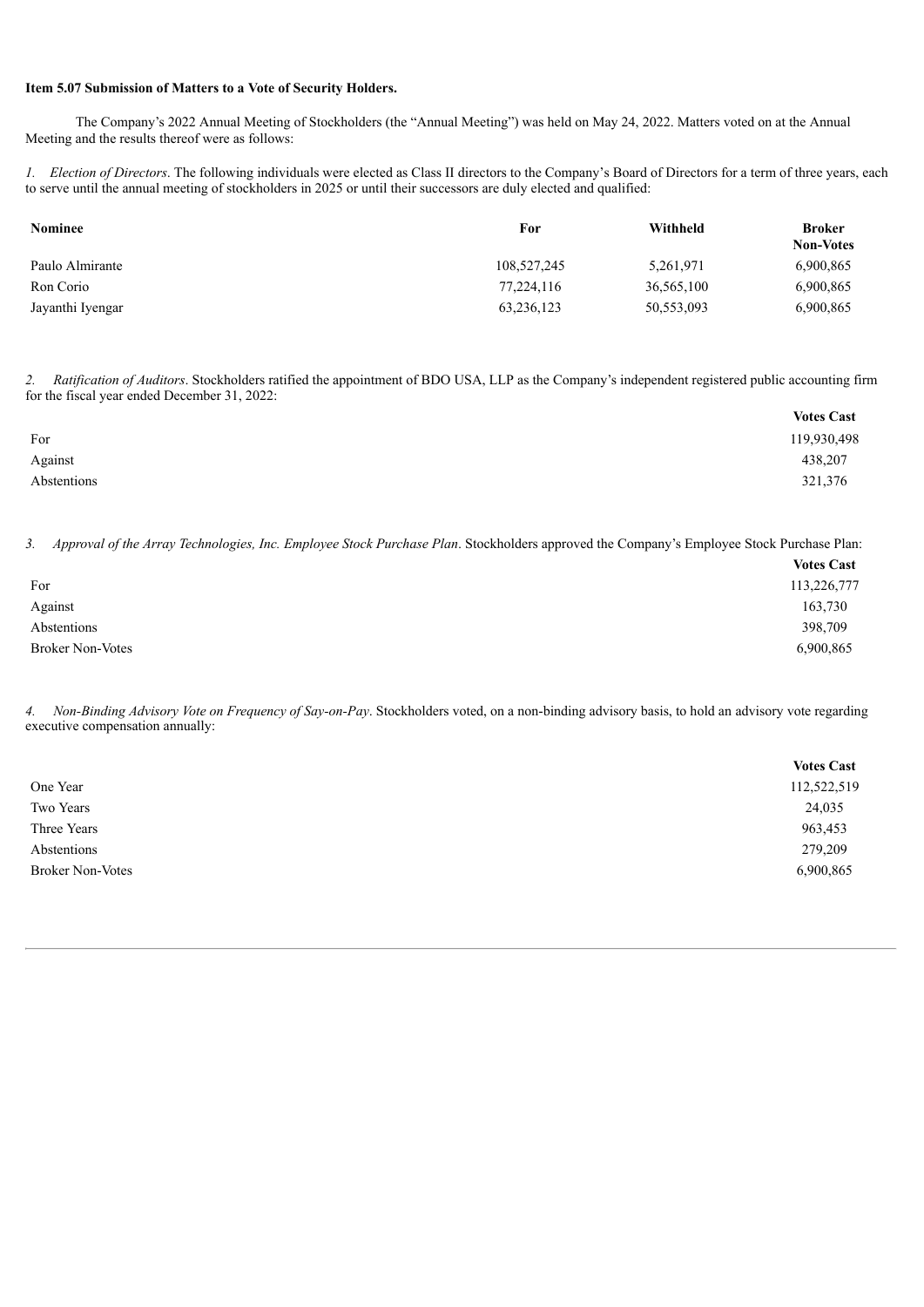**Item 5.07 Submission of Matters to a Vote of Security Holders.**

The Company's 2022 Annual Meeting of Stockholders (the "Annual Meeting") was held on May 24, 2022. Matters voted on at the Annual Meeting and the results thereof were as follows:

1. *Election of Directors*. The following individuals were elected as Class II directors to the Company's Board of Directors for a term of three years, each to serve until the annual meeting of stockholders in 2025 or until their successors are duly elected and qualified:

| Nominee | For | Withheld | Broker Non-Votes |
|---|---|---|---|
| Paulo Almirante | 108,527,245 | 5,261,971 | 6,900,865 |
| Ron Corio | 77,224,116 | 36,565,100 | 6,900,865 |
| Jayanthi Iyengar | 63,236,123 | 50,553,093 | 6,900,865 |

2. *Ratification of Auditors*. Stockholders ratified the appointment of BDO USA, LLP as the Company's independent registered public accounting firm for the fiscal year ended December 31, 2022:

| | Votes Cast |
|---|---|
| For | 119,930,498 |
| Against | 438,207 |
| Abstentions | 321,376 |

3. *Approval of the Array Technologies, Inc. Employee Stock Purchase Plan*. Stockholders approved the Company's Employee Stock Purchase Plan:

| | Votes Cast |
|---|---|
| For | 113,226,777 |
| Against | 163,730 |
| Abstentions | 398,709 |
| Broker Non-Votes | 6,900,865 |

4. *Non-Binding Advisory Vote on Frequency of Say-on-Pay*. Stockholders voted, on a non-binding advisory basis, to hold an advisory vote regarding executive compensation annually:

| | Votes Cast |
|---|---|
| One Year | 112,522,519 |
| Two Years | 24,035 |
| Three Years | 963,453 |
| Abstentions | 279,209 |
| Broker Non-Votes | 6,900,865 |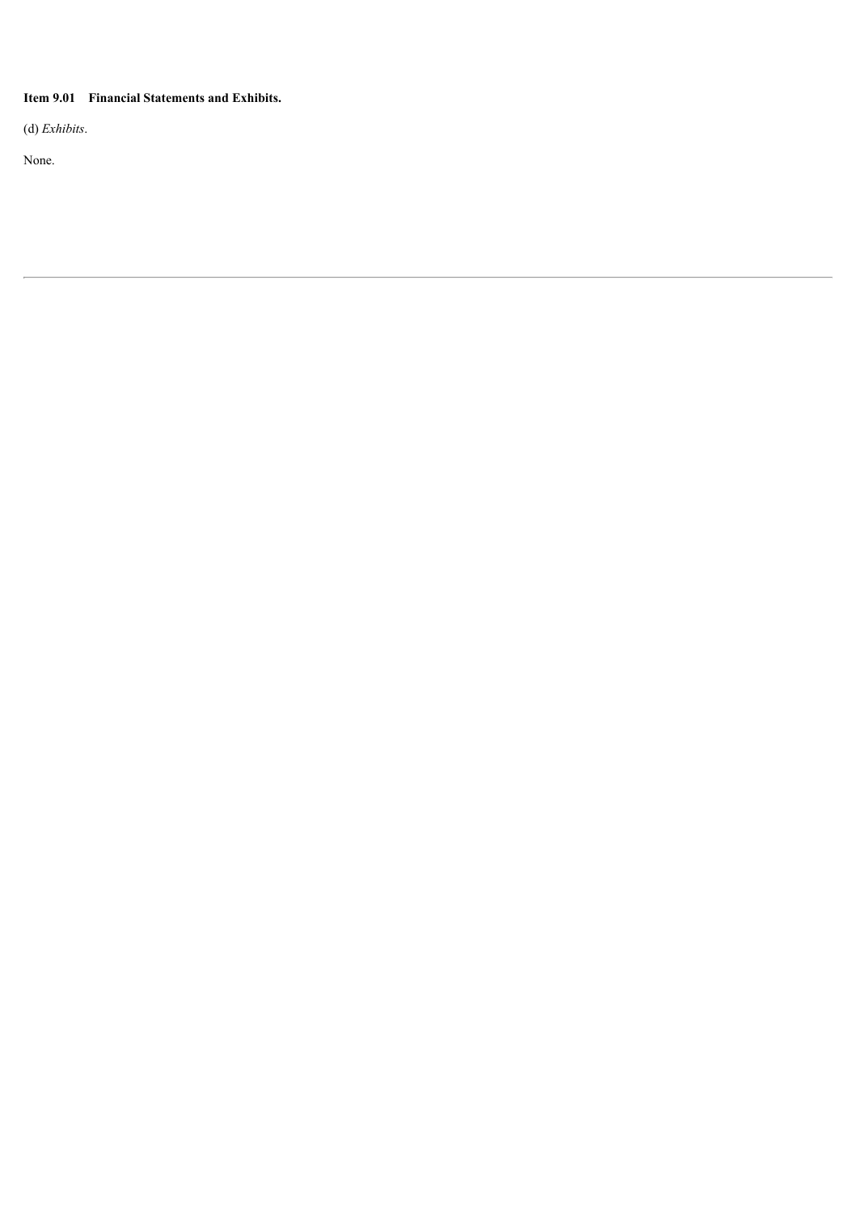**Item 9.01 Financial Statements and Exhibits.**

(d) *Exhibits*.

None.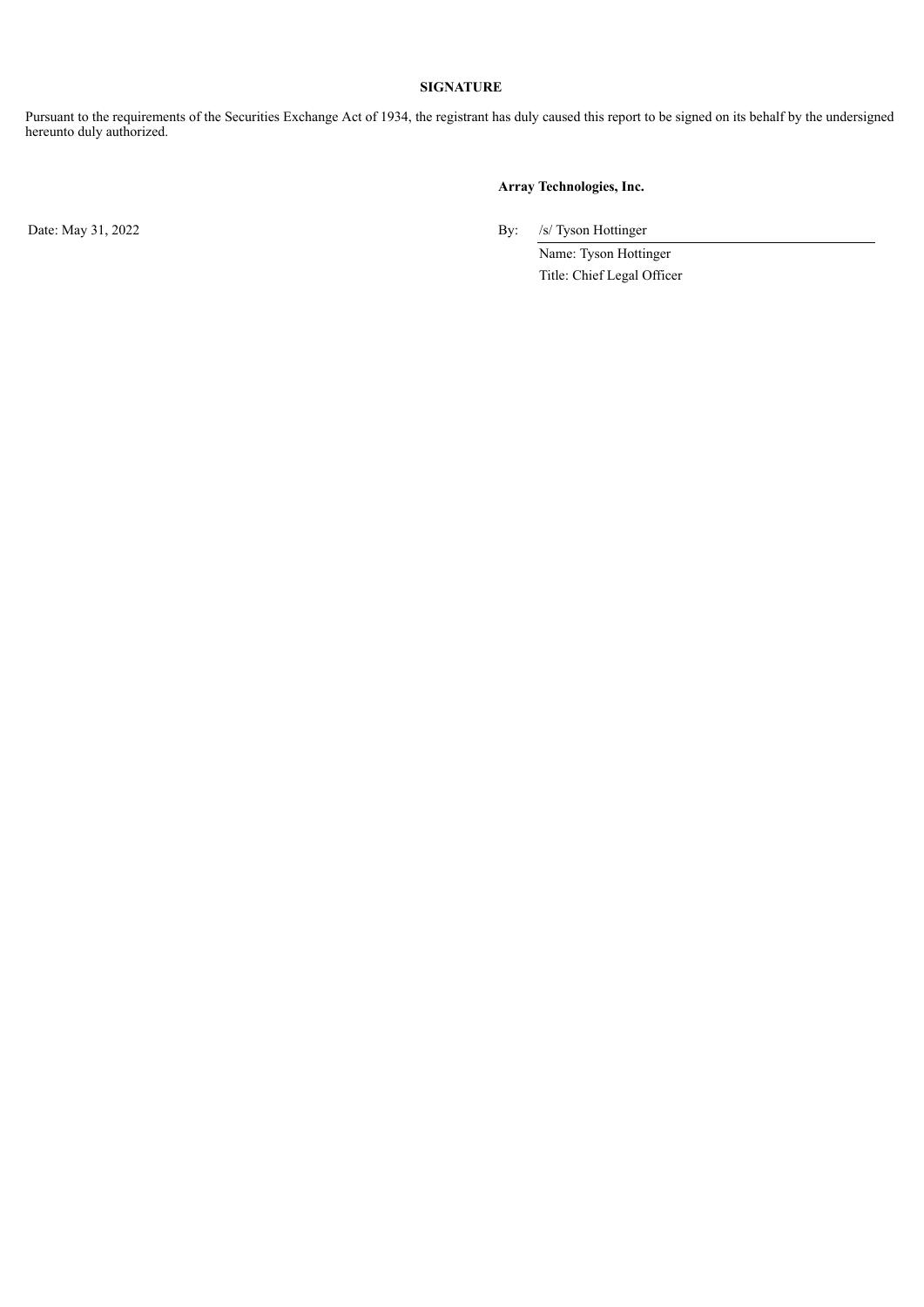**SIGNATURE**

Pursuant to the requirements of the Securities Exchange Act of 1934, the registrant has duly caused this report to be signed on its behalf by the undersigned hereunto duly authorized.

**Array Technologies, Inc.**

Date: May 31, 2022

By: /s/ Tyson Hottinger

Name: Tyson Hottinger

Title: Chief Legal Officer